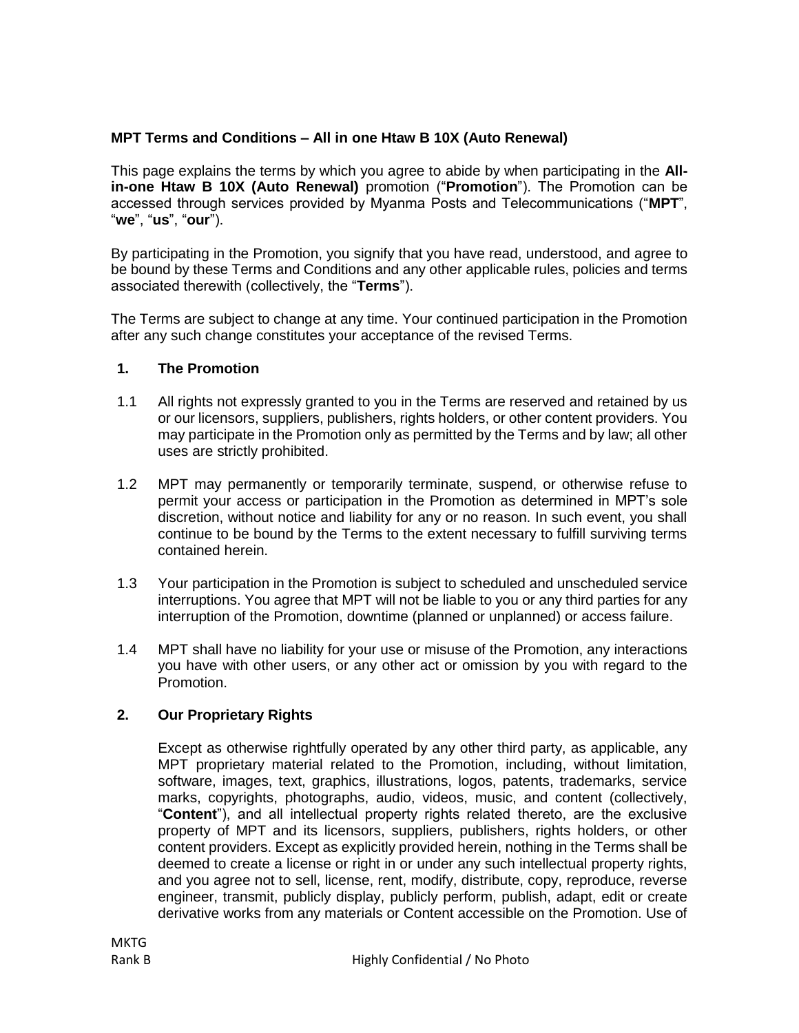**MPT Terms and Conditions – All in one Htaw B 10X (Auto Renewal)**

This page explains the terms by which you agree to abide by when participating in the **All-in-one Htaw B 10X (Auto Renewal)** promotion ("**Promotion**"). The Promotion can be accessed through services provided by Myanma Posts and Telecommunications ("**MPT**", "**we**", "**us**", "**our**").

By participating in the Promotion, you signify that you have read, understood, and agree to be bound by these Terms and Conditions and any other applicable rules, policies and terms associated therewith (collectively, the "**Terms**").

The Terms are subject to change at any time. Your continued participation in the Promotion after any such change constitutes your acceptance of the revised Terms.

**1. The Promotion**

1.1 All rights not expressly granted to you in the Terms are reserved and retained by us or our licensors, suppliers, publishers, rights holders, or other content providers. You may participate in the Promotion only as permitted by the Terms and by law; all other uses are strictly prohibited.

1.2 MPT may permanently or temporarily terminate, suspend, or otherwise refuse to permit your access or participation in the Promotion as determined in MPT's sole discretion, without notice and liability for any or no reason. In such event, you shall continue to be bound by the Terms to the extent necessary to fulfill surviving terms contained herein.

1.3 Your participation in the Promotion is subject to scheduled and unscheduled service interruptions. You agree that MPT will not be liable to you or any third parties for any interruption of the Promotion, downtime (planned or unplanned) or access failure.

1.4 MPT shall have no liability for your use or misuse of the Promotion, any interactions you have with other users, or any other act or omission by you with regard to the Promotion.

**2. Our Proprietary Rights**

Except as otherwise rightfully operated by any other third party, as applicable, any MPT proprietary material related to the Promotion, including, without limitation, software, images, text, graphics, illustrations, logos, patents, trademarks, service marks, copyrights, photographs, audio, videos, music, and content (collectively, "**Content**"), and all intellectual property rights related thereto, are the exclusive property of MPT and its licensors, suppliers, publishers, rights holders, or other content providers. Except as explicitly provided herein, nothing in the Terms shall be deemed to create a license or right in or under any such intellectual property rights, and you agree not to sell, license, rent, modify, distribute, copy, reproduce, reverse engineer, transmit, publicly display, publicly perform, publish, adapt, edit or create derivative works from any materials or Content accessible on the Promotion. Use of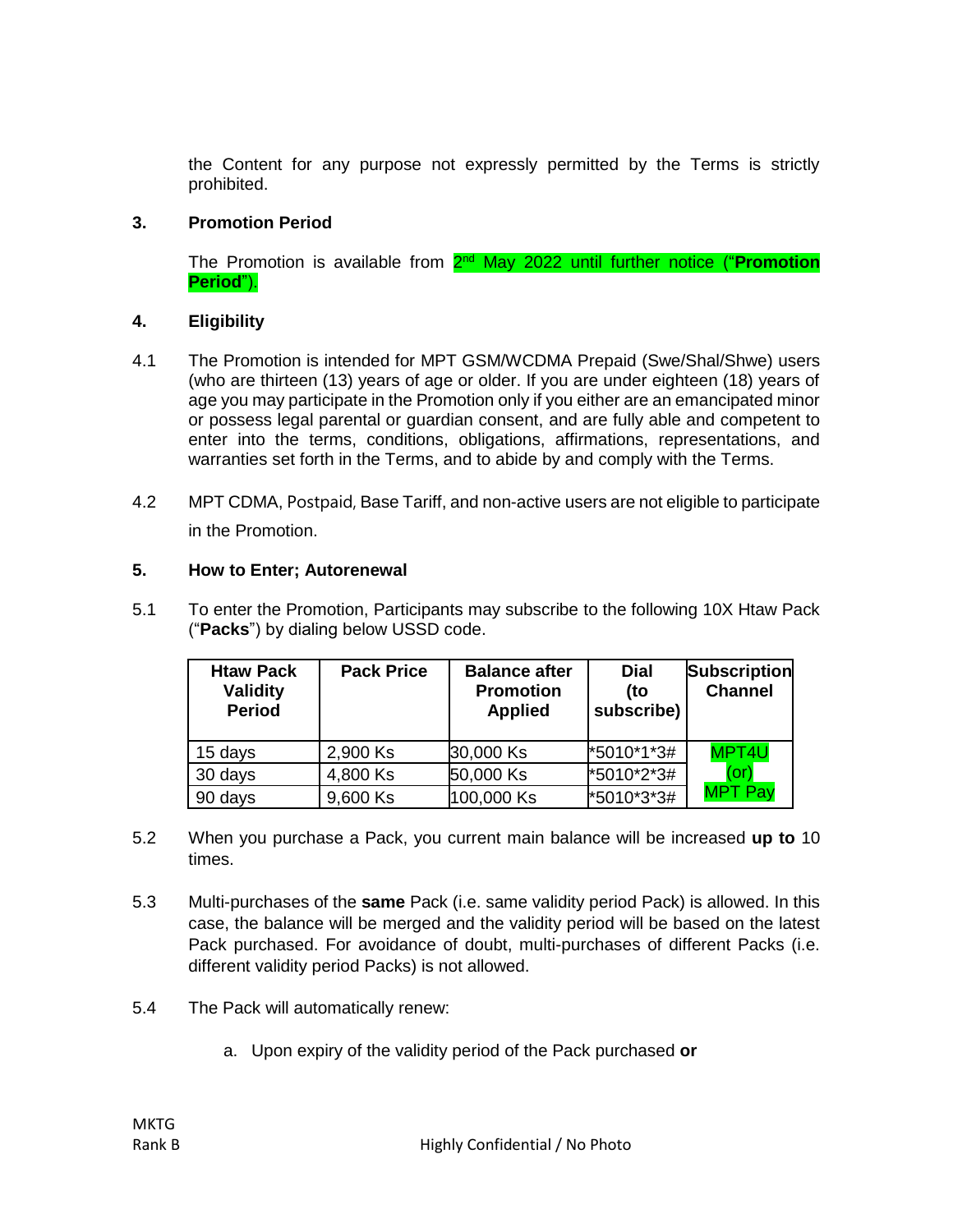the Content for any purpose not expressly permitted by the Terms is strictly prohibited.

## 3. Promotion Period

The Promotion is available from 2nd May 2022 until further notice ("**Promotion Period**").

## 4. Eligibility

4.1 The Promotion is intended for MPT GSM/WCDMA Prepaid (Swe/Shal/Shwe) users (who are thirteen (13) years of age or older. If you are under eighteen (18) years of age you may participate in the Promotion only if you either are an emancipated minor or possess legal parental or guardian consent, and are fully able and competent to enter into the terms, conditions, obligations, affirmations, representations, and warranties set forth in the Terms, and to abide by and comply with the Terms.

4.2 MPT CDMA, Postpaid, Base Tariff, and non-active users are not eligible to participate in the Promotion.

## 5. How to Enter; Autorenewal

5.1 To enter the Promotion, Participants may subscribe to the following 10X Htaw Pack ("**Packs**") by dialing below USSD code.

| Htaw Pack Validity Period | Pack Price | Balance after Promotion Applied | Dial (to subscribe) | Subscription Channel |
|---|---|---|---|---|
| 15 days | 2,900 Ks | 30,000 Ks | *5010*1*3# | MPT4U (or) MPT Pay |
| 30 days | 4,800 Ks | 50,000 Ks | *5010*2*3# | |
| 90 days | 9,600 Ks | 100,000 Ks | *5010*3*3# | |

5.2 When you purchase a Pack, you current main balance will be increased **up to** 10 times.

5.3 Multi-purchases of the **same** Pack (i.e. same validity period Pack) is allowed. In this case, the balance will be merged and the validity period will be based on the latest Pack purchased. For avoidance of doubt, multi-purchases of different Packs (i.e. different validity period Packs) is not allowed.

5.4 The Pack will automatically renew:

a. Upon expiry of the validity period of the Pack purchased **or**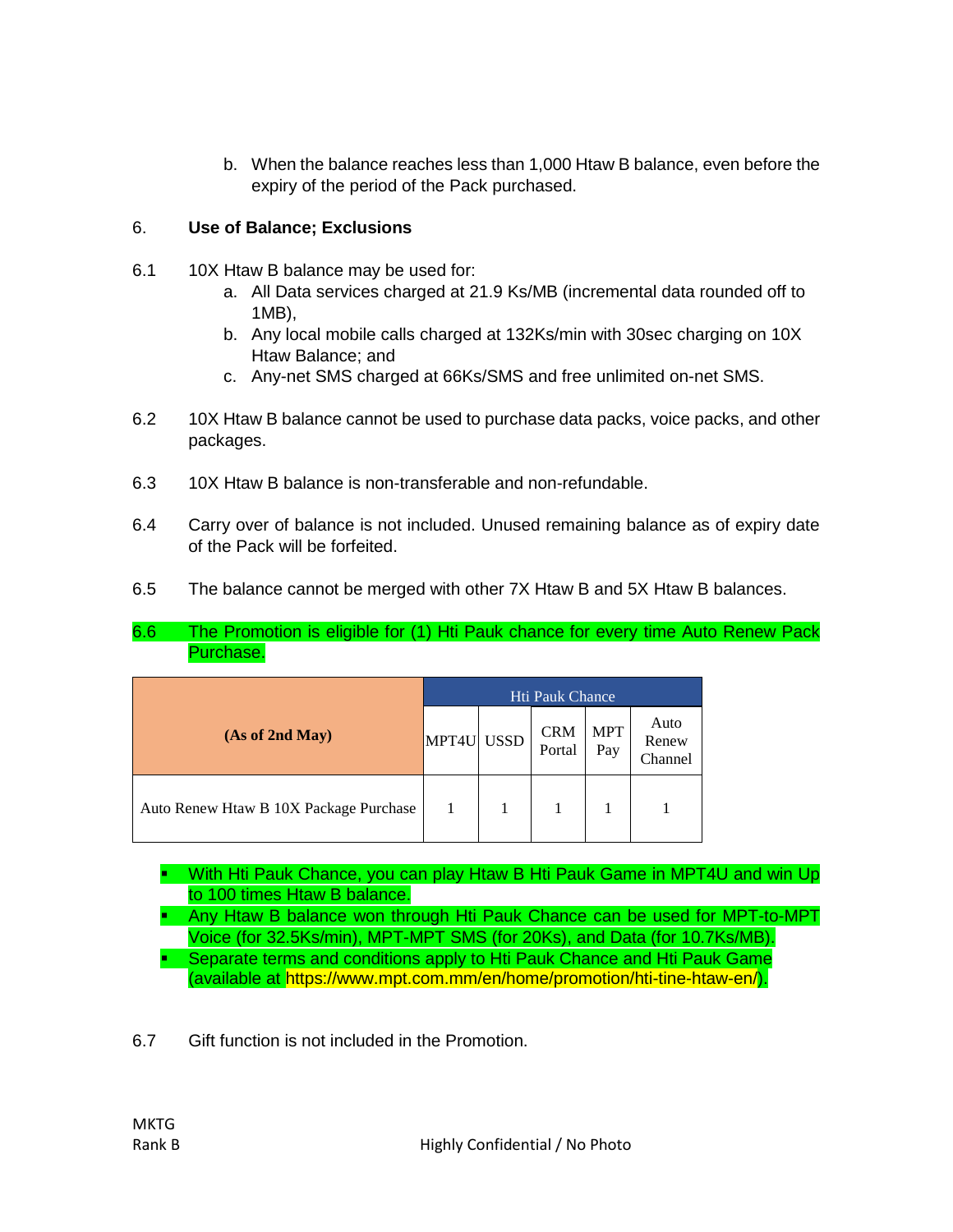b. When the balance reaches less than 1,000 Htaw B balance, even before the expiry of the period of the Pack purchased.

6. **Use of Balance; Exclusions**

6.1 10X Htaw B balance may be used for:

a. All Data services charged at 21.9 Ks/MB (incremental data rounded off to 1MB),
b. Any local mobile calls charged at 132Ks/min with 30sec charging on 10X Htaw Balance; and
c. Any-net SMS charged at 66Ks/SMS and free unlimited on-net SMS.

6.2 10X Htaw B balance cannot be used to purchase data packs, voice packs, and other packages.

6.3 10X Htaw B balance is non-transferable and non-refundable.

6.4 Carry over of balance is not included. Unused remaining balance as of expiry date of the Pack will be forfeited.

6.5 The balance cannot be merged with other 7X Htaw B and 5X Htaw B balances.

6.6 The Promotion is eligible for (1) Hti Pauk chance for every time Auto Renew Pack Purchase.

| **(As of 2nd May)** | Hti Pauk Chance | | | | |
|---|---|---|---|---|---|
| | MPT4U | USSD | CRM Portal | MPT Pay | Auto Renew Channel |
| Auto Renew Htaw B 10X Package Purchase | 1 | 1 | 1 | 1 | 1 |

- With Hti Pauk Chance, you can play Htaw B Hti Pauk Game in MPT4U and win Up to 100 times Htaw B balance.
- Any Htaw B balance won through Hti Pauk Chance can be used for MPT-to-MPT Voice (for 32.5Ks/min), MPT-MPT SMS (for 20Ks), and Data (for 10.7Ks/MB).
- Separate terms and conditions apply to Hti Pauk Chance and Hti Pauk Game (available at https://www.mpt.com.mm/en/home/promotion/hti-tine-htaw-en/).

6.7 Gift function is not included in the Promotion.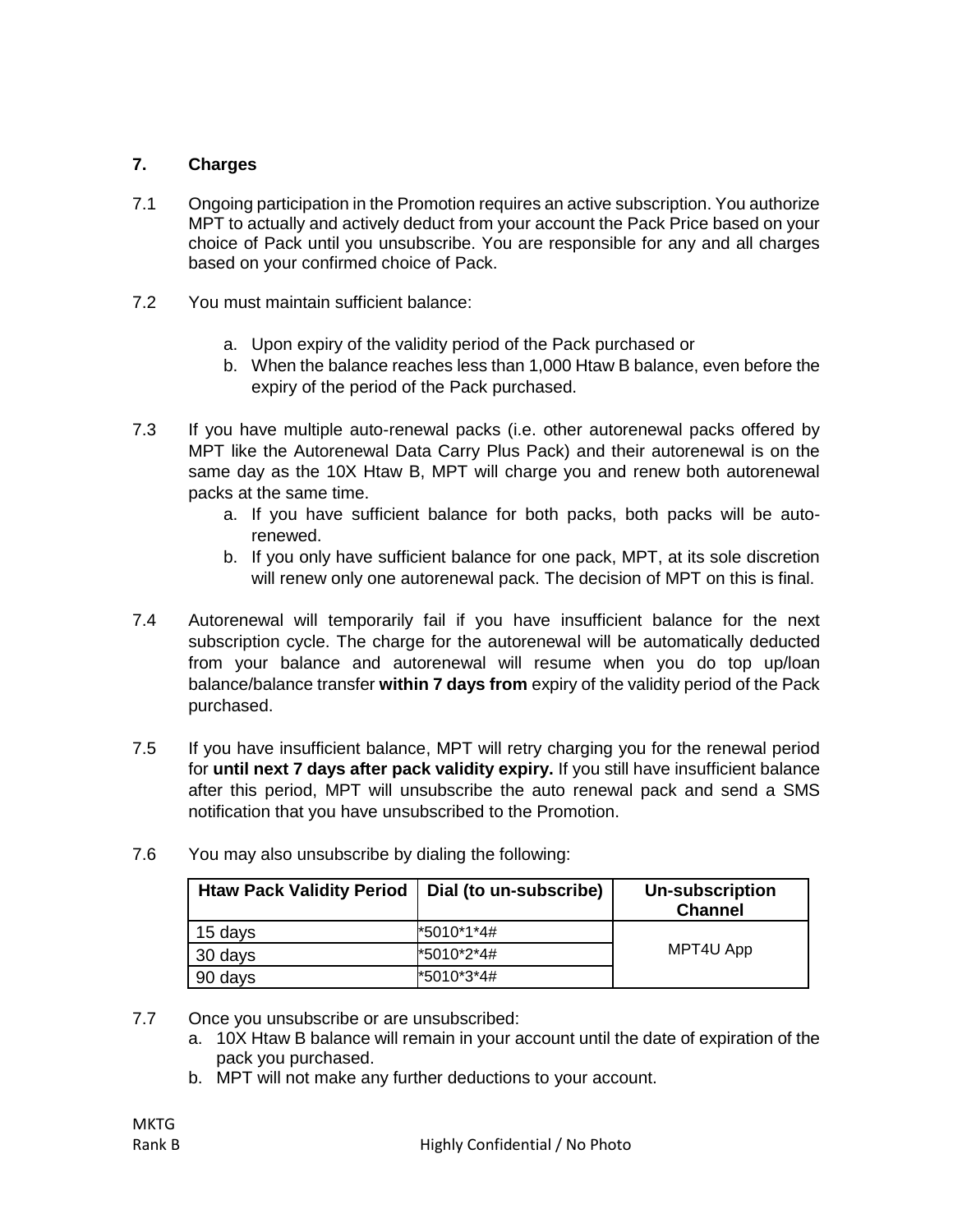## 7. Charges

7.1 Ongoing participation in the Promotion requires an active subscription. You authorize MPT to actually and actively deduct from your account the Pack Price based on your choice of Pack until you unsubscribe. You are responsible for any and all charges based on your confirmed choice of Pack.

7.2 You must maintain sufficient balance:

a. Upon expiry of the validity period of the Pack purchased or
b. When the balance reaches less than 1,000 Htaw B balance, even before the expiry of the period of the Pack purchased.

7.3 If you have multiple auto-renewal packs (i.e. other autorenewal packs offered by MPT like the Autorenewal Data Carry Plus Pack) and their autorenewal is on the same day as the 10X Htaw B, MPT will charge you and renew both autorenewal packs at the same time.

a. If you have sufficient balance for both packs, both packs will be auto-renewed.
b. If you only have sufficient balance for one pack, MPT, at its sole discretion will renew only one autorenewal pack. The decision of MPT on this is final.

7.4 Autorenewal will temporarily fail if you have insufficient balance for the next subscription cycle. The charge for the autorenewal will be automatically deducted from your balance and autorenewal will resume when you do top up/loan balance/balance transfer **within 7 days from** expiry of the validity period of the Pack purchased.

7.5 If you have insufficient balance, MPT will retry charging you for the renewal period for **until next 7 days after pack validity expiry.** If you still have insufficient balance after this period, MPT will unsubscribe the auto renewal pack and send a SMS notification that you have unsubscribed to the Promotion.

7.6 You may also unsubscribe by dialing the following:

| Htaw Pack Validity Period | Dial (to un-subscribe) | Un-subscription Channel |
|---|---|---|
| 15 days | *5010*1*4# | MPT4U App |
| 30 days | *5010*2*4# | |
| 90 days | *5010*3*4# | |

7.7 Once you unsubscribe or are unsubscribed:

a. 10X Htaw B balance will remain in your account until the date of expiration of the pack you purchased.
b. MPT will not make any further deductions to your account.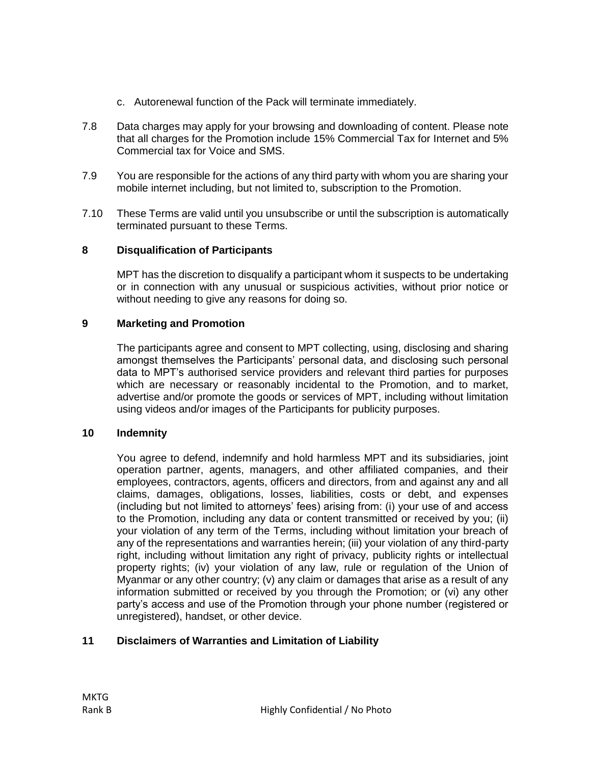c. Autorenewal function of the Pack will terminate immediately.

7.8 Data charges may apply for your browsing and downloading of content. Please note that all charges for the Promotion include 15% Commercial Tax for Internet and 5% Commercial tax for Voice and SMS.

7.9 You are responsible for the actions of any third party with whom you are sharing your mobile internet including, but not limited to, subscription to the Promotion.

7.10 These Terms are valid until you unsubscribe or until the subscription is automatically terminated pursuant to these Terms.

## 8 Disqualification of Participants

MPT has the discretion to disqualify a participant whom it suspects to be undertaking or in connection with any unusual or suspicious activities, without prior notice or without needing to give any reasons for doing so.

## 9 Marketing and Promotion

The participants agree and consent to MPT collecting, using, disclosing and sharing amongst themselves the Participants' personal data, and disclosing such personal data to MPT's authorised service providers and relevant third parties for purposes which are necessary or reasonably incidental to the Promotion, and to market, advertise and/or promote the goods or services of MPT, including without limitation using videos and/or images of the Participants for publicity purposes.

## 10 Indemnity

You agree to defend, indemnify and hold harmless MPT and its subsidiaries, joint operation partner, agents, managers, and other affiliated companies, and their employees, contractors, agents, officers and directors, from and against any and all claims, damages, obligations, losses, liabilities, costs or debt, and expenses (including but not limited to attorneys' fees) arising from: (i) your use of and access to the Promotion, including any data or content transmitted or received by you; (ii) your violation of any term of the Terms, including without limitation your breach of any of the representations and warranties herein; (iii) your violation of any third-party right, including without limitation any right of privacy, publicity rights or intellectual property rights; (iv) your violation of any law, rule or regulation of the Union of Myanmar or any other country; (v) any claim or damages that arise as a result of any information submitted or received by you through the Promotion; or (vi) any other party's access and use of the Promotion through your phone number (registered or unregistered), handset, or other device.

## 11 Disclaimers of Warranties and Limitation of Liability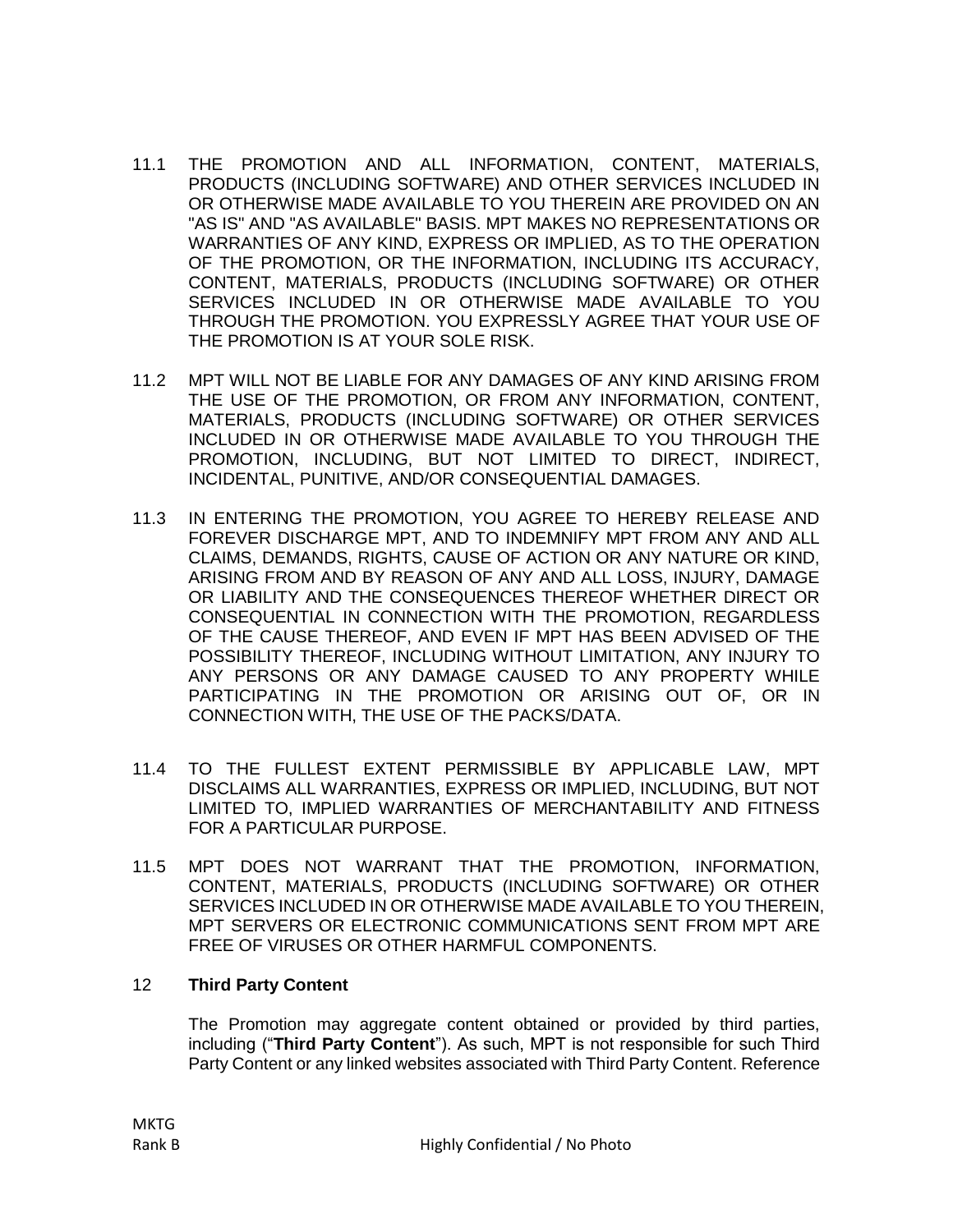11.1 THE PROMOTION AND ALL INFORMATION, CONTENT, MATERIALS, PRODUCTS (INCLUDING SOFTWARE) AND OTHER SERVICES INCLUDED IN OR OTHERWISE MADE AVAILABLE TO YOU THEREIN ARE PROVIDED ON AN "AS IS" AND "AS AVAILABLE" BASIS. MPT MAKES NO REPRESENTATIONS OR WARRANTIES OF ANY KIND, EXPRESS OR IMPLIED, AS TO THE OPERATION OF THE PROMOTION, OR THE INFORMATION, INCLUDING ITS ACCURACY, CONTENT, MATERIALS, PRODUCTS (INCLUDING SOFTWARE) OR OTHER SERVICES INCLUDED IN OR OTHERWISE MADE AVAILABLE TO YOU THROUGH THE PROMOTION. YOU EXPRESSLY AGREE THAT YOUR USE OF THE PROMOTION IS AT YOUR SOLE RISK.

11.2 MPT WILL NOT BE LIABLE FOR ANY DAMAGES OF ANY KIND ARISING FROM THE USE OF THE PROMOTION, OR FROM ANY INFORMATION, CONTENT, MATERIALS, PRODUCTS (INCLUDING SOFTWARE) OR OTHER SERVICES INCLUDED IN OR OTHERWISE MADE AVAILABLE TO YOU THROUGH THE PROMOTION, INCLUDING, BUT NOT LIMITED TO DIRECT, INDIRECT, INCIDENTAL, PUNITIVE, AND/OR CONSEQUENTIAL DAMAGES.

11.3 IN ENTERING THE PROMOTION, YOU AGREE TO HEREBY RELEASE AND FOREVER DISCHARGE MPT, AND TO INDEMNIFY MPT FROM ANY AND ALL CLAIMS, DEMANDS, RIGHTS, CAUSE OF ACTION OR ANY NATURE OR KIND, ARISING FROM AND BY REASON OF ANY AND ALL LOSS, INJURY, DAMAGE OR LIABILITY AND THE CONSEQUENCES THEREOF WHETHER DIRECT OR CONSEQUENTIAL IN CONNECTION WITH THE PROMOTION, REGARDLESS OF THE CAUSE THEREOF, AND EVEN IF MPT HAS BEEN ADVISED OF THE POSSIBILITY THEREOF, INCLUDING WITHOUT LIMITATION, ANY INJURY TO ANY PERSONS OR ANY DAMAGE CAUSED TO ANY PROPERTY WHILE PARTICIPATING IN THE PROMOTION OR ARISING OUT OF, OR IN CONNECTION WITH, THE USE OF THE PACKS/DATA.

11.4 TO THE FULLEST EXTENT PERMISSIBLE BY APPLICABLE LAW, MPT DISCLAIMS ALL WARRANTIES, EXPRESS OR IMPLIED, INCLUDING, BUT NOT LIMITED TO, IMPLIED WARRANTIES OF MERCHANTABILITY AND FITNESS FOR A PARTICULAR PURPOSE.

11.5 MPT DOES NOT WARRANT THAT THE PROMOTION, INFORMATION, CONTENT, MATERIALS, PRODUCTS (INCLUDING SOFTWARE) OR OTHER SERVICES INCLUDED IN OR OTHERWISE MADE AVAILABLE TO YOU THEREIN, MPT SERVERS OR ELECTRONIC COMMUNICATIONS SENT FROM MPT ARE FREE OF VIRUSES OR OTHER HARMFUL COMPONENTS.

## 12 **Third Party Content**

The Promotion may aggregate content obtained or provided by third parties, including ("**Third Party Content**"). As such, MPT is not responsible for such Third Party Content or any linked websites associated with Third Party Content. Reference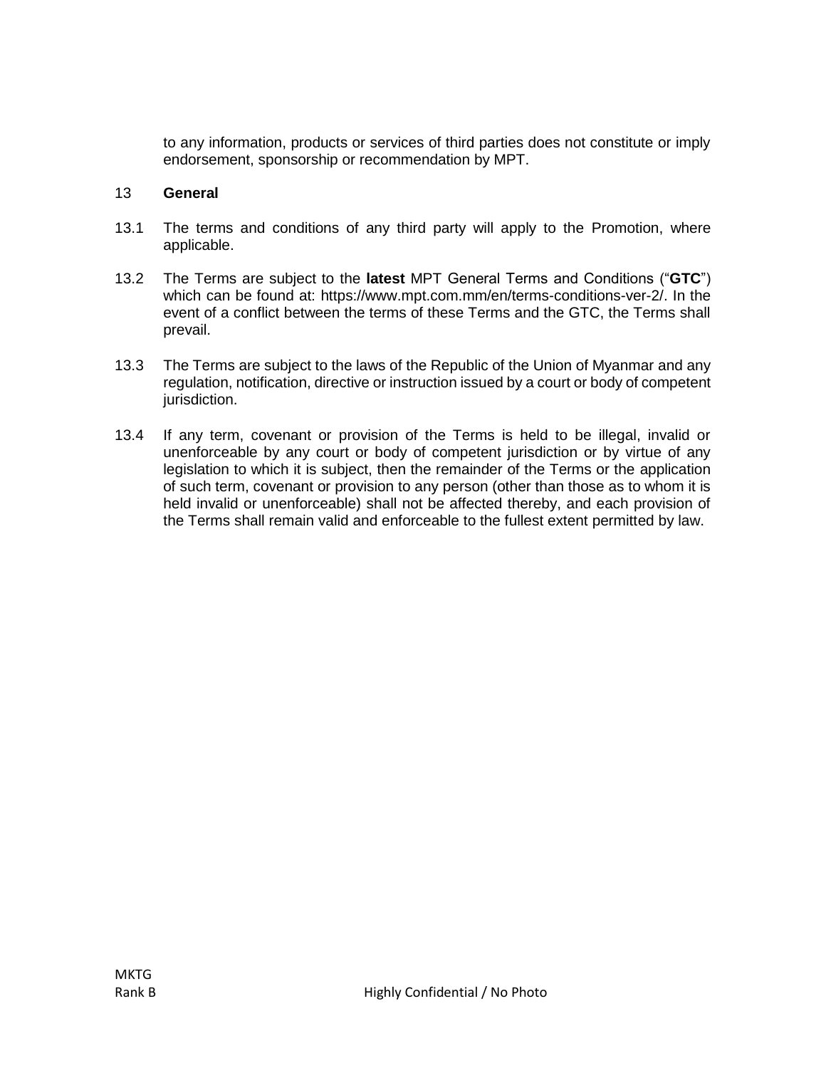to any information, products or services of third parties does not constitute or imply endorsement, sponsorship or recommendation by MPT.

## 13 General

13.1 The terms and conditions of any third party will apply to the Promotion, where applicable.

13.2 The Terms are subject to the **latest** MPT General Terms and Conditions ("**GTC**") which can be found at: https://www.mpt.com.mm/en/terms-conditions-ver-2/. In the event of a conflict between the terms of these Terms and the GTC, the Terms shall prevail.

13.3 The Terms are subject to the laws of the Republic of the Union of Myanmar and any regulation, notification, directive or instruction issued by a court or body of competent jurisdiction.

13.4 If any term, covenant or provision of the Terms is held to be illegal, invalid or unenforceable by any court or body of competent jurisdiction or by virtue of any legislation to which it is subject, then the remainder of the Terms or the application of such term, covenant or provision to any person (other than those as to whom it is held invalid or unenforceable) shall not be affected thereby, and each provision of the Terms shall remain valid and enforceable to the fullest extent permitted by law.